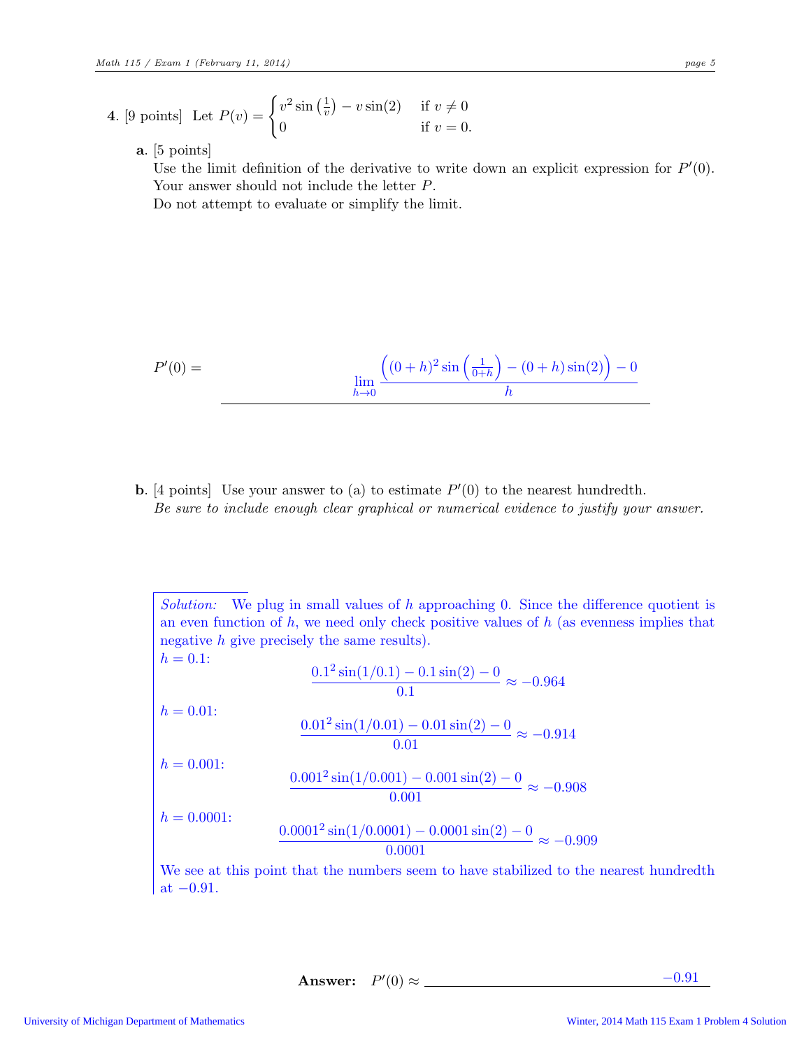**4**. [9 points] Let $P(v) = \begin{cases} v^2 \sin\left(\frac{1}{v}\right) - v\sin(2) & \text{if } v \neq 0 \\ 0 & \text{if } v = 0. \end{cases}$

**a**. [5 points]
Use the limit definition of the derivative to write down an explicit expression for $P'(0)$. Your answer should not include the letter $P$.
Do not attempt to evaluate or simplify the limit.

$$P'(0) = \lim_{h \to 0} \frac{\left((0+h)^2 \sin\left(\frac{1}{0+h}\right) - (0+h)\sin(2)\right) - 0}{h}$$

**b**. [4 points] Use your answer to (a) to estimate $P'(0)$ to the nearest hundredth.
*Be sure to include enough clear graphical or numerical evidence to justify your answer.*

*Solution:* We plug in small values of $h$ approaching 0. Since the difference quotient is an even function of $h$, we need only check positive values of $h$ (as evenness implies that negative $h$ give precisely the same results).

$h = 0.1$:
$$\frac{0.1^2 \sin(1/0.1) - 0.1\sin(2) - 0}{0.1} \approx -0.964$$

$h = 0.01$:
$$\frac{0.01^2 \sin(1/0.01) - 0.01\sin(2) - 0}{0.01} \approx -0.914$$

$h = 0.001$:
$$\frac{0.001^2 \sin(1/0.001) - 0.001\sin(2) - 0}{0.001} \approx -0.908$$

$h = 0.0001$:
$$\frac{0.0001^2 \sin(1/0.0001) - 0.0001\sin(2) - 0}{0.0001} \approx -0.909$$

We see at this point that the numbers seem to have stabilized to the nearest hundredth at $-0.91$.

**Answer:** $P'(0) \approx$ $-0.91$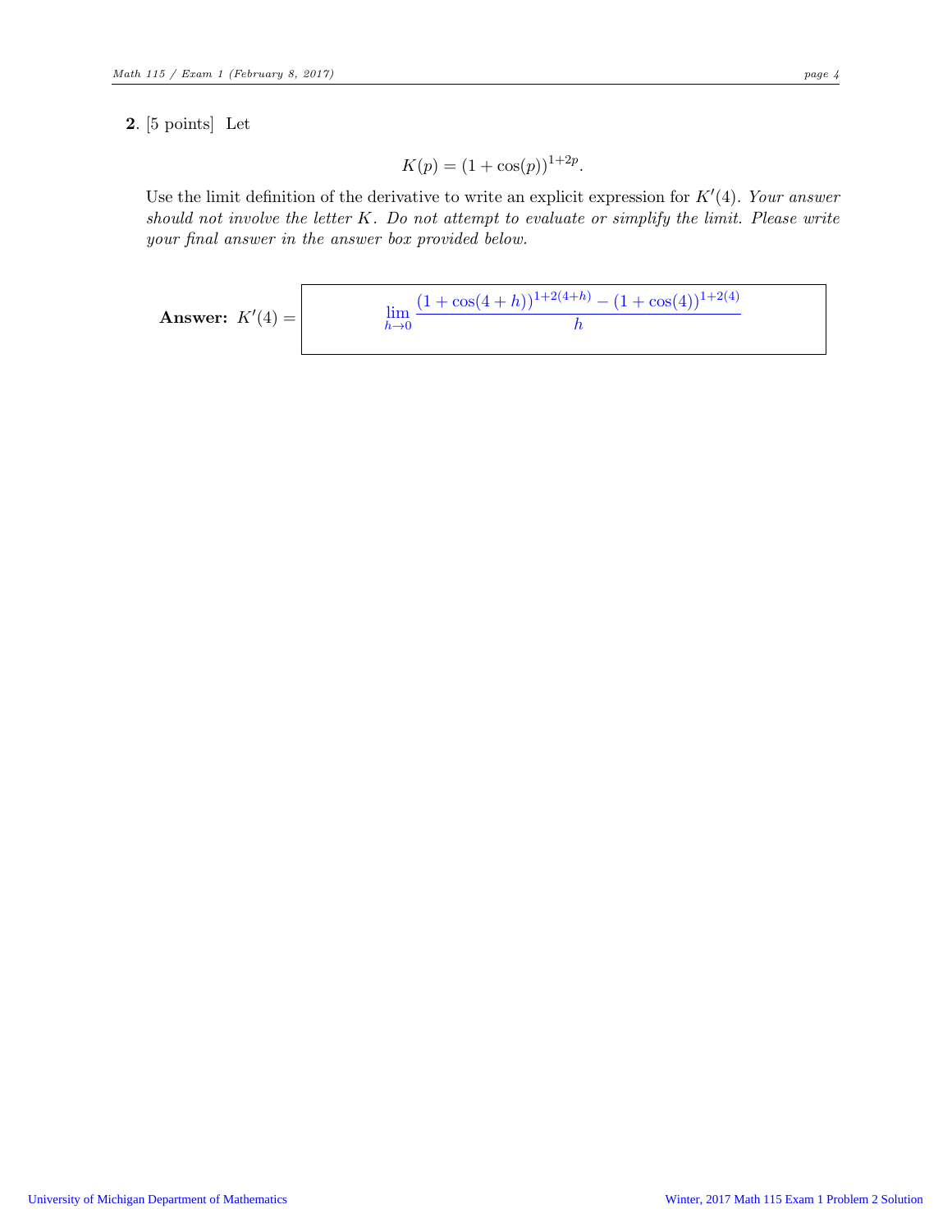**2**. [5 points] Let

$$K(p) = (1 + \cos(p))^{1+2p}.$$

Use the limit definition of the derivative to write an explicit expression for $K'(4)$. *Your answer should not involve the letter $K$. Do not attempt to evaluate or simplify the limit. Please write your final answer in the answer box provided below.*

**Answer:** $K'(4) = \displaystyle\lim_{h \to 0} \frac{(1 + \cos(4 + h))^{1+2(4+h)} - (1 + \cos(4))^{1+2(4)}}{h}$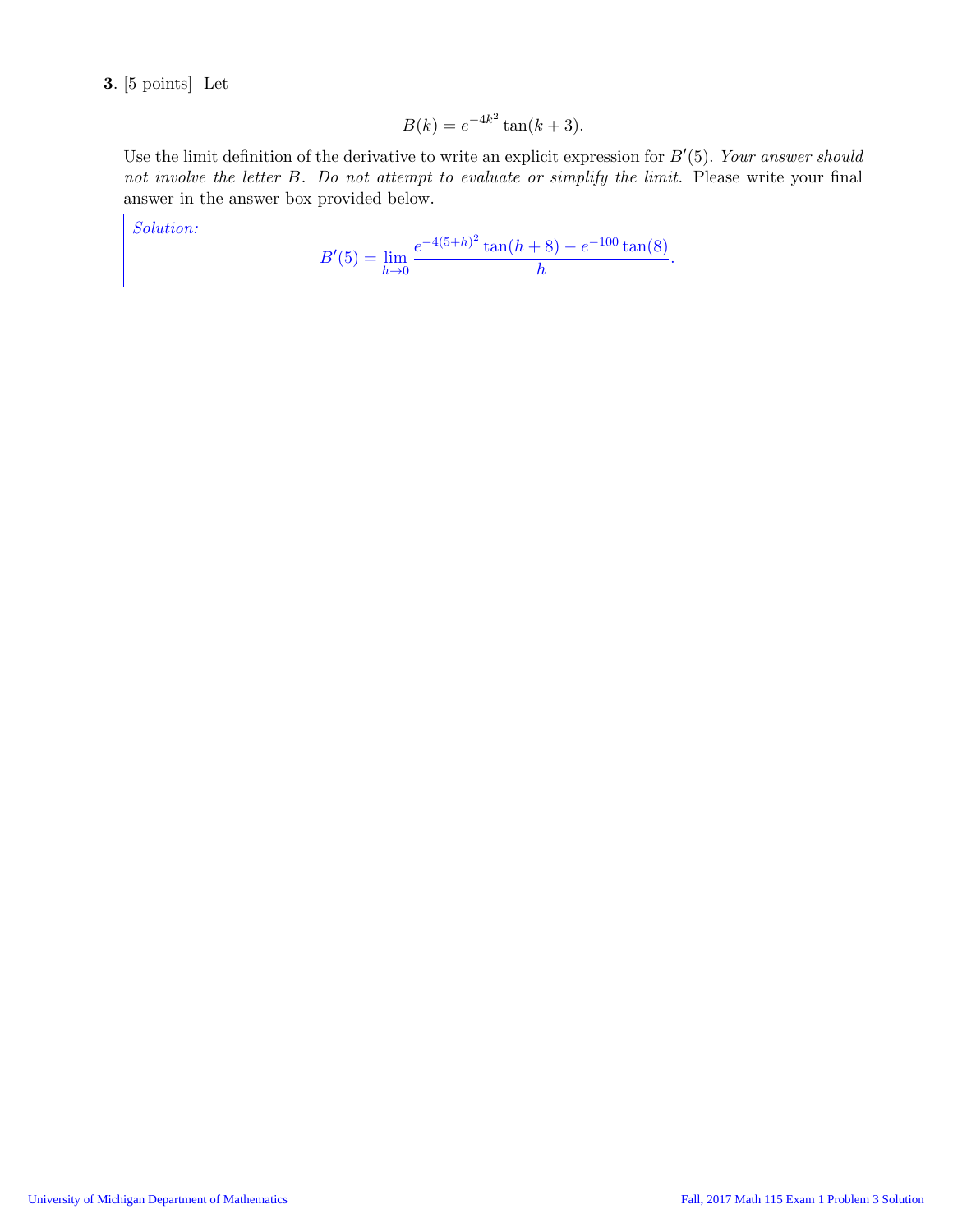**3**. [5 points] Let

$$B(k) = e^{-4k^2}\tan(k+3).$$

Use the limit definition of the derivative to write an explicit expression for $B'(5)$. *Your answer should not involve the letter $B$. Do not attempt to evaluate or simplify the limit.* Please write your final answer in the answer box provided below.

*Solution:*

$$B'(5) = \lim_{h\to 0} \frac{e^{-4(5+h)^2}\tan(h+8) - e^{-100}\tan(8)}{h}.$$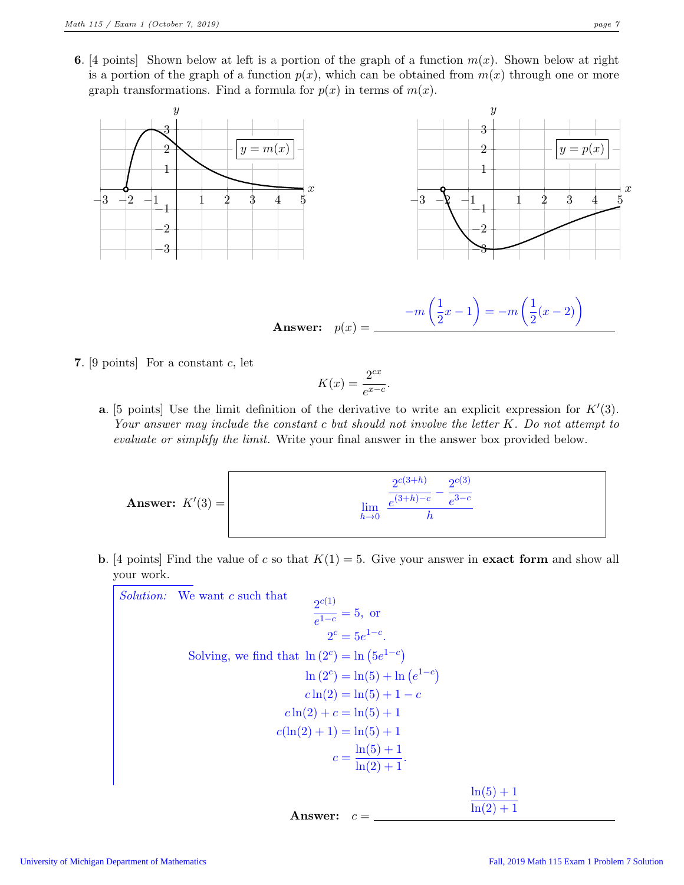**6**. [4 points] Shown below at left is a portion of the graph of a function $m(x)$. Shown below at right is a portion of the graph of a function $p(x)$, which can be obtained from $m(x)$ through one or more graph transformations. Find a formula for $p(x)$ in terms of $m(x)$.

$y = m(x)$

$y = p(x)$

**Answer:** $p(x) = -m\left(\frac{1}{2}x - 1\right) = -m\left(\frac{1}{2}(x-2)\right)$

**7**. [9 points] For a constant $c$, let

$$K(x) = \frac{2^{cx}}{e^{x-c}}.$$

**a**. [5 points] Use the limit definition of the derivative to write an explicit expression for $K'(3)$. *Your answer may include the constant $c$ but should not involve the letter $K$. Do not attempt to evaluate or simplify the limit.* Write your final answer in the answer box provided below.

**Answer:** $K'(3) = \lim_{h \to 0} \dfrac{\dfrac{2^{c(3+h)}}{e^{(3+h)-c}} - \dfrac{2^{c(3)}}{e^{3-c}}}{h}$

**b**. [4 points] Find the value of $c$ so that $K(1) = 5$. Give your answer in **exact form** and show all your work.

*Solution:* We want $c$ such that

$$\frac{2^{c(1)}}{e^{1-c}} = 5, \text{ or}$$

$$2^c = 5e^{1-c}.$$

Solving, we find that

$$\ln(2^c) = \ln\left(5e^{1-c}\right)$$

$$\ln(2^c) = \ln(5) + \ln\left(e^{1-c}\right)$$

$$c\ln(2) = \ln(5) + 1 - c$$

$$c\ln(2) + c = \ln(5) + 1$$

$$c(\ln(2) + 1) = \ln(5) + 1$$

$$c = \frac{\ln(5)+1}{\ln(2)+1}.$$

**Answer:** $c = \dfrac{\ln(5)+1}{\ln(2)+1}$